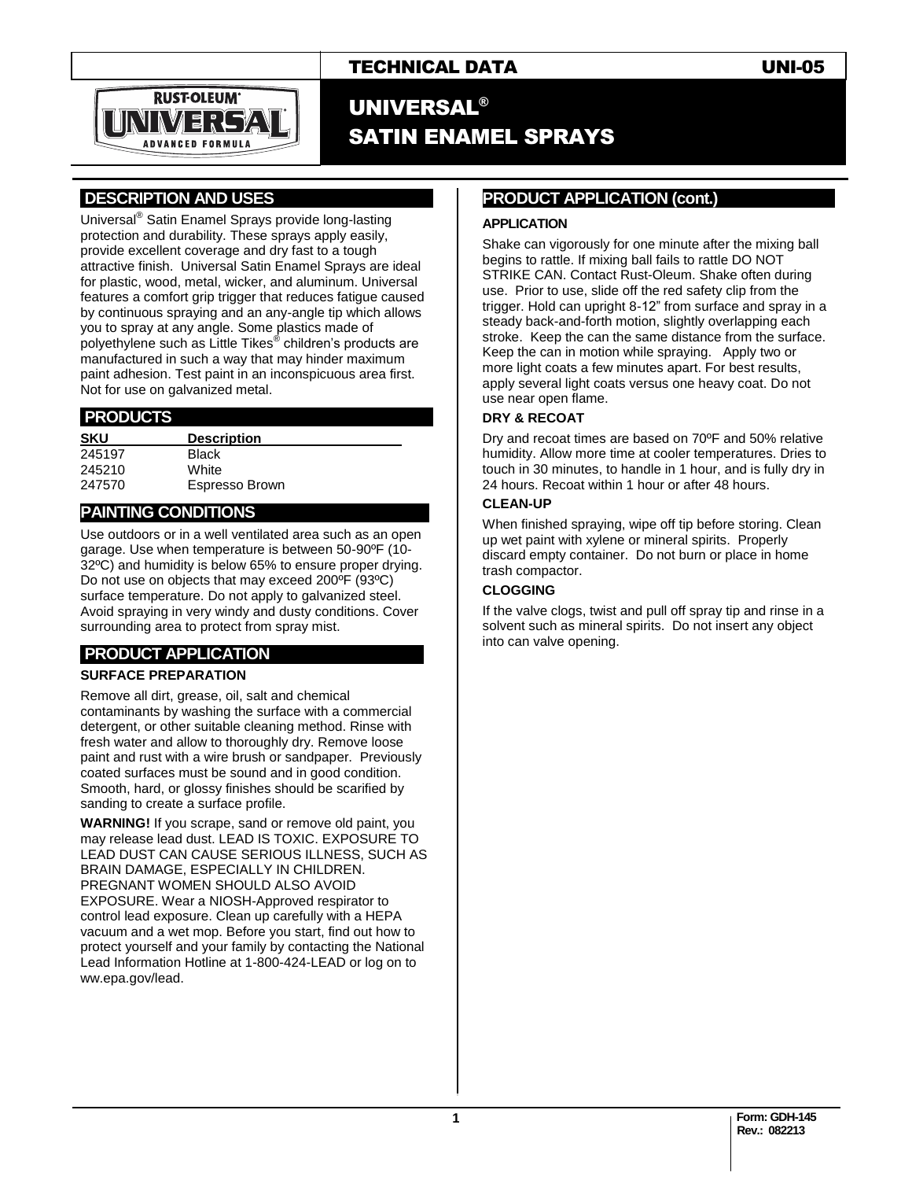TECHNICAL DATA UNI-05

# UNIVERSAL® SATIN ENAMEL SPRAYS

## DESCRIPTION AND USES

Universal® Satin Enamel Sprays provide long-lasting protection and durability. These sprays apply easily, provide excellent coverage and dry fast to a tough attractive finish. Universal Satin Enamel Sprays are ideal for plastic, wood, metal, wicker, and aluminum. Universal features a comfort grip trigger that reduces fatigue caused by continuous spraying and an any-angle tip which allows you to spray at any angle. Some plastics made of polyethylene such as Little Tikes® children's products are manufactured in such a way that may hinder maximum paint adhesion. Test paint in an inconspicuous area first. Not for use on galvanized metal.

## PRODUCTS

| SKU | Description |
|---|---|
| 245197 | Black |
| 245210 | White |
| 247570 | Espresso Brown |

## PAINTING CONDITIONS

Use outdoors or in a well ventilated area such as an open garage. Use when temperature is between 50-90ºF (10-32ºC) and humidity is below 65% to ensure proper drying. Do not use on objects that may exceed 200ºF (93ºC) surface temperature. Do not apply to galvanized steel. Avoid spraying in very windy and dusty conditions. Cover surrounding area to protect from spray mist.

## PRODUCT APPLICATION

### SURFACE PREPARATION

Remove all dirt, grease, oil, salt and chemical contaminants by washing the surface with a commercial detergent, or other suitable cleaning method. Rinse with fresh water and allow to thoroughly dry. Remove loose paint and rust with a wire brush or sandpaper. Previously coated surfaces must be sound and in good condition. Smooth, hard, or glossy finishes should be scarified by sanding to create a surface profile.

**WARNING!** If you scrape, sand or remove old paint, you may release lead dust. LEAD IS TOXIC. EXPOSURE TO LEAD DUST CAN CAUSE SERIOUS ILLNESS, SUCH AS BRAIN DAMAGE, ESPECIALLY IN CHILDREN. PREGNANT WOMEN SHOULD ALSO AVOID EXPOSURE. Wear a NIOSH-Approved respirator to control lead exposure. Clean up carefully with a HEPA vacuum and a wet mop. Before you start, find out how to protect yourself and your family by contacting the National Lead Information Hotline at 1-800-424-LEAD or log on to ww.epa.gov/lead.

## PRODUCT APPLICATION (cont.)

### APPLICATION

Shake can vigorously for one minute after the mixing ball begins to rattle. If mixing ball fails to rattle DO NOT STRIKE CAN. Contact Rust-Oleum. Shake often during use. Prior to use, slide off the red safety clip from the trigger. Hold can upright 8-12" from surface and spray in a steady back-and-forth motion, slightly overlapping each stroke. Keep the can the same distance from the surface. Keep the can in motion while spraying. Apply two or more light coats a few minutes apart. For best results, apply several light coats versus one heavy coat. Do not use near open flame.

### DRY & RECOAT

Dry and recoat times are based on 70ºF and 50% relative humidity. Allow more time at cooler temperatures. Dries to touch in 30 minutes, to handle in 1 hour, and is fully dry in 24 hours. Recoat within 1 hour or after 48 hours.

### CLEAN-UP

When finished spraying, wipe off tip before storing. Clean up wet paint with xylene or mineral spirits. Properly discard empty container. Do not burn or place in home trash compactor.

### CLOGGING

If the valve clogs, twist and pull off spray tip and rinse in a solvent such as mineral spirits. Do not insert any object into can valve opening.

Form: GDH-145
Rev.: 082213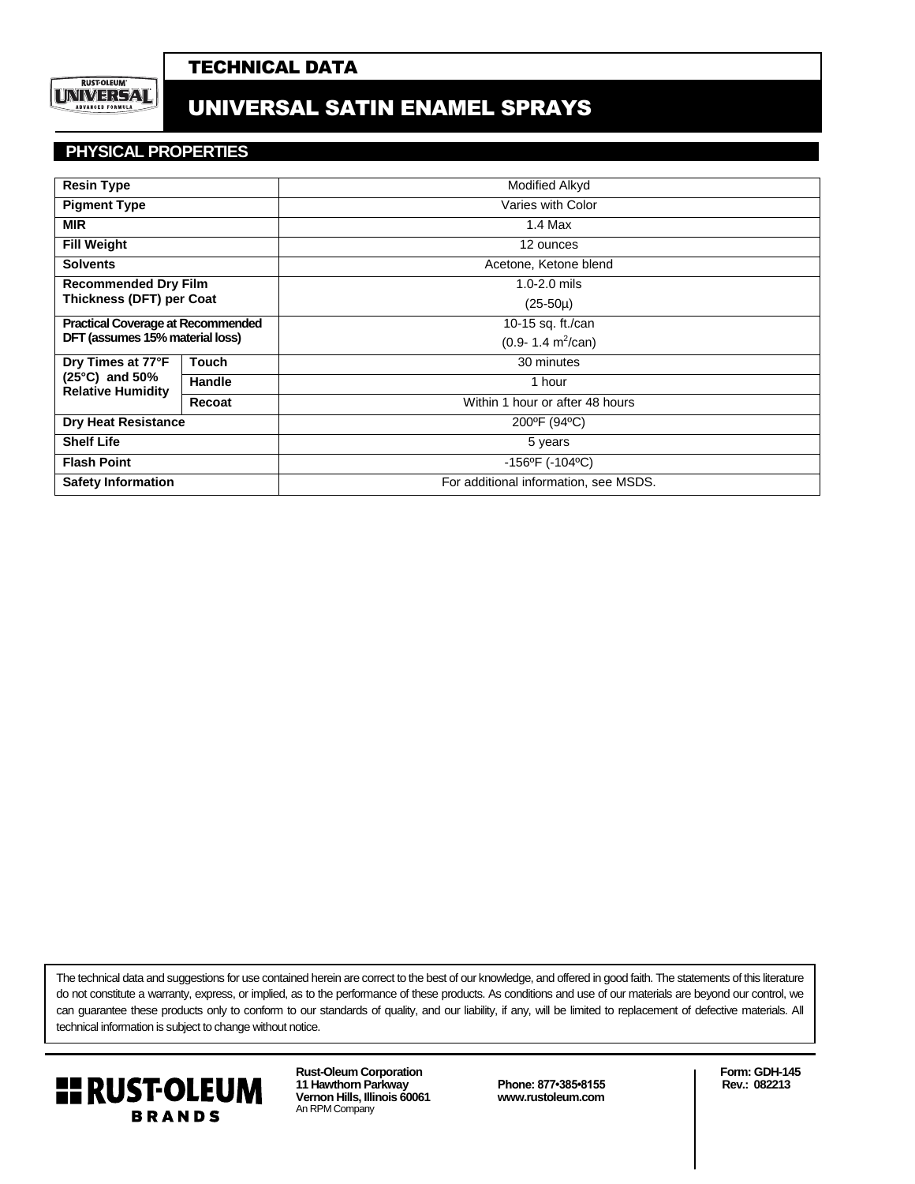## TECHNICAL DATA

# UNIVERSAL SATIN ENAMEL SPRAYS

## PHYSICAL PROPERTIES

| | | |
|---|---|---|
| **Resin Type** | | Modified Alkyd |
| **Pigment Type** | | Varies with Color |
| **MIR** | | 1.4 Max |
| **Fill Weight** | | 12 ounces |
| **Solvents** | | Acetone, Ketone blend |
| **Recommended Dry Film Thickness (DFT) per Coat** | | 1.0-2.0 mils (25-50µ) |
| **Practical Coverage at Recommended DFT (assumes 15% material loss)** | | 10-15 sq. ft./can (0.9- 1.4 $m^2$/can) |
| **Dry Times at 77°F (25°C) and 50% Relative Humidity** | **Touch** | 30 minutes |
| | **Handle** | 1 hour |
| | **Recoat** | Within 1 hour or after 48 hours |
| **Dry Heat Resistance** | | 200ºF (94ºC) |
| **Shelf Life** | | 5 years |
| **Flash Point** | | -156ºF (-104ºC) |
| **Safety Information** | | For additional information, see MSDS. |

The technical data and suggestions for use contained herein are correct to the best of our knowledge, and offered in good faith. The statements of this literature do not constitute a warranty, express, or implied, as to the performance of these products. As conditions and use of our materials are beyond our control, we can guarantee these products only to conform to our standards of quality, and our liability, if any, will be limited to replacement of defective materials. All technical information is subject to change without notice.

**Rust-Oleum Corporation**
**11 Hawthorn Parkway**
**Vernon Hills, Illinois 60061**
An RPM Company

**Phone: 877•385•8155**
**www.rustoleum.com**

**Form: GDH-145**
**Rev.: 082213**